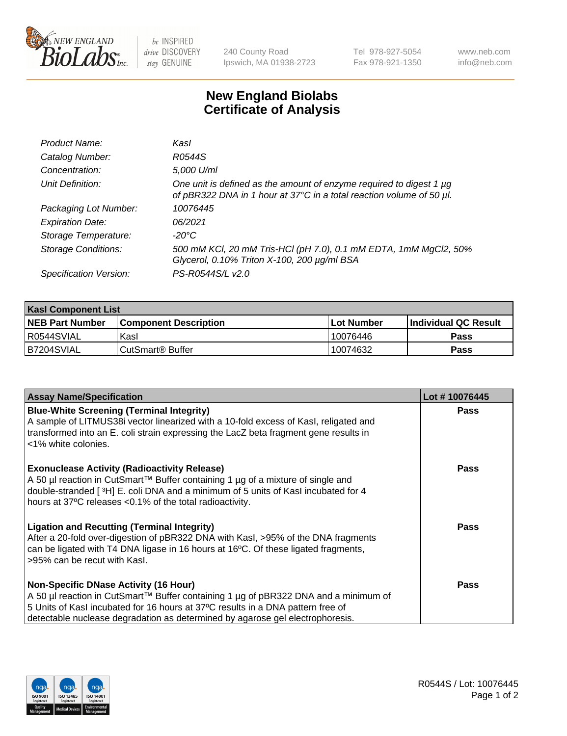240 County Road
Ipswich, MA 01938-2723

Tel 978-927-5054
Fax 978-921-1350

www.neb.com
info@neb.com

# New England Biolabs
# Certificate of Analysis

| | |
|---|---|
| *Product Name:* | *KasI* |
| *Catalog Number:* | *R0544S* |
| *Concentration:* | *5,000 U/ml* |
| *Unit Definition:* | *One unit is defined as the amount of enzyme required to digest 1 µg of pBR322 DNA in 1 hour at 37°C in a total reaction volume of 50 µl.* |
| *Packaging Lot Number:* | *10076445* |
| *Expiration Date:* | *06/2021* |
| *Storage Temperature:* | *-20°C* |
| *Storage Conditions:* | *500 mM KCl, 20 mM Tris-HCl (pH 7.0), 0.1 mM EDTA, 1mM MgCl2, 50% Glycerol, 0.10% Triton X-100, 200 µg/ml BSA* |
| *Specification Version:* | *PS-R0544S/L v2.0* |

| KasI Component List | | | |
|---|---|---|---|
| **NEB Part Number** | **Component Description** | **Lot Number** | **Individual QC Result** |
| R0544SVIAL | KasI | 10076446 | **Pass** |
| B7204SVIAL | CutSmart® Buffer | 10074632 | **Pass** |

| Assay Name/Specification | Lot # 10076445 |
|---|---|
| **Blue-White Screening (Terminal Integrity)**<br>A sample of LITMUS38i vector linearized with a 10-fold excess of KasI, religated and transformed into an E. coli strain expressing the LacZ beta fragment gene results in <1% white colonies. | **Pass** |
| **Exonuclease Activity (Radioactivity Release)**<br>A 50 µl reaction in CutSmart™ Buffer containing 1 µg of a mixture of single and double-stranded [ $^3$H] E. coli DNA and a minimum of 5 units of KasI incubated for 4 hours at 37ºC releases <0.1% of the total radioactivity. | **Pass** |
| **Ligation and Recutting (Terminal Integrity)**<br>After a 20-fold over-digestion of pBR322 DNA with KasI, >95% of the DNA fragments can be ligated with T4 DNA ligase in 16 hours at 16ºC. Of these ligated fragments, >95% can be recut with KasI. | **Pass** |
| **Non-Specific DNase Activity (16 Hour)**<br>A 50 µl reaction in CutSmart™ Buffer containing 1 µg of pBR322 DNA and a minimum of 5 Units of KasI incubated for 16 hours at 37ºC results in a DNA pattern free of detectable nuclease degradation as determined by agarose gel electrophoresis. | **Pass** |

R0544S / Lot: 10076445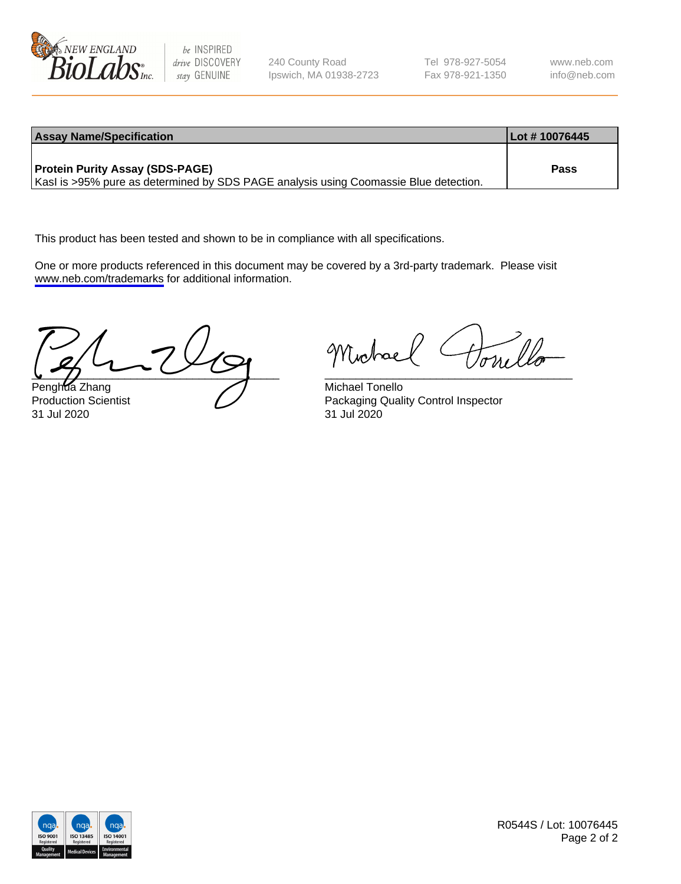| Assay Name/Specification | Lot # 10076445 |
| --- | --- |
| **Protein Purity Assay (SDS-PAGE)**<br>KasI is >95% pure as determined by SDS PAGE analysis using Coomassie Blue detection. | **Pass** |

This product has been tested and shown to be in compliance with all specifications.

One or more products referenced in this document may be covered by a 3rd-party trademark. Please visit www.neb.com/trademarks for additional information.

Penghua Zhang
Production Scientist
31 Jul 2020

Michael Tonello
Packaging Quality Control Inspector
31 Jul 2020

R0544S / Lot: 10076445